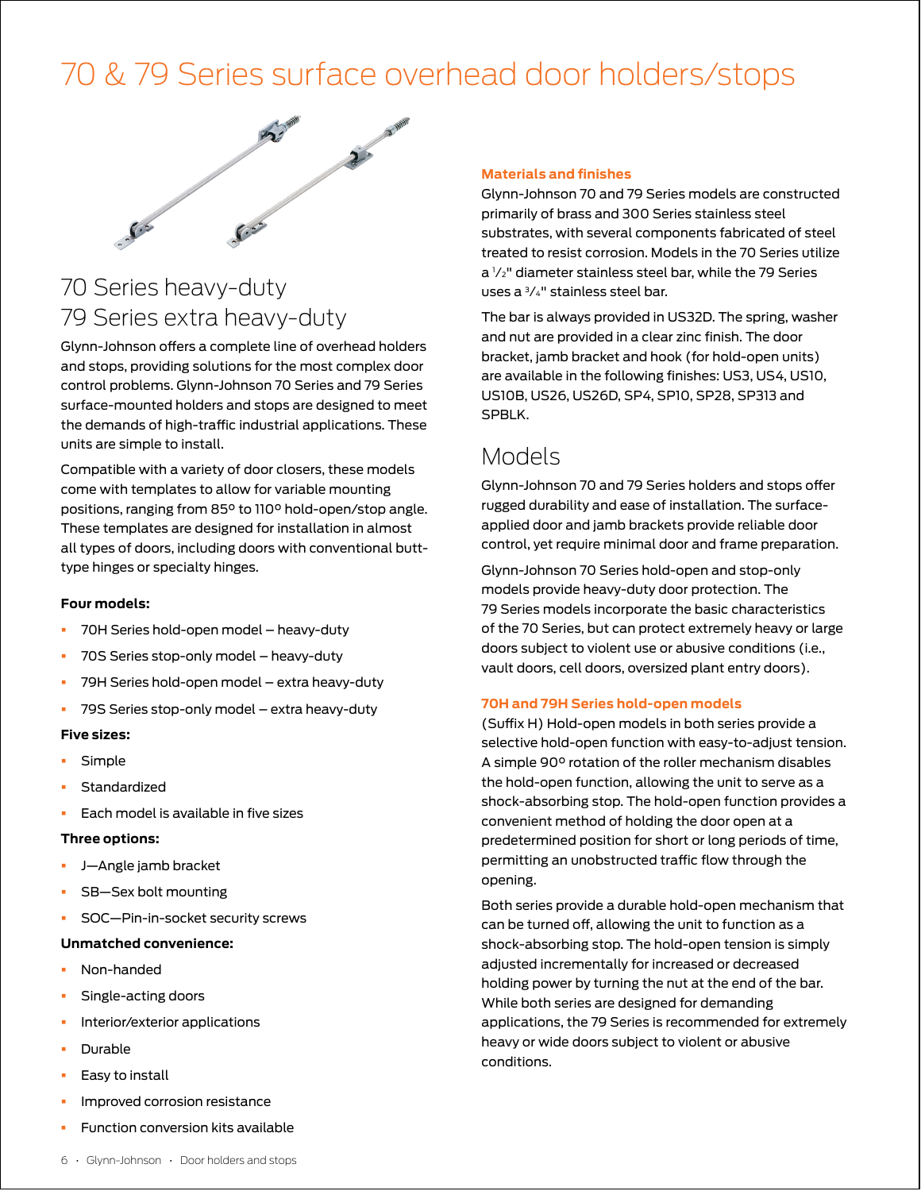# 70 & 79 Series surface overhead door holders/stops

## 70 Series heavy-duty 79 Series extra heavy-duty

Glynn-Johnson offers a complete line of overhead holders and stops, providing solutions for the most complex door control problems. Glynn-Johnson 70 Series and 79 Series surface-mounted holders and stops are designed to meet the demands of high-traffic industrial applications. These units are simple to install.

Compatible with a variety of door closers, these models come with templates to allow for variable mounting positions, ranging from 85º to 110º hold-open/stop angle. These templates are designed for installation in almost all types of doors, including doors with conventional butt-type hinges or specialty hinges.

**Four models:**

- 70H Series hold-open model – heavy-duty
- 70S Series stop-only model – heavy-duty
- 79H Series hold-open model – extra heavy-duty
- 79S Series stop-only model – extra heavy-duty

**Five sizes:**

- Simple
- Standardized
- Each model is available in five sizes

**Three options:**

- J—Angle jamb bracket
- SB—Sex bolt mounting
- SOC—Pin-in-socket security screws

**Unmatched convenience:**

- Non-handed
- Single-acting doors
- Interior/exterior applications
- Durable
- Easy to install
- Improved corrosion resistance
- Function conversion kits available

### Materials and finishes

Glynn-Johnson 70 and 79 Series models are constructed primarily of brass and 300 Series stainless steel substrates, with several components fabricated of steel treated to resist corrosion. Models in the 70 Series utilize a 1/2" diameter stainless steel bar, while the 79 Series uses a 3/4" stainless steel bar.

The bar is always provided in US32D. The spring, washer and nut are provided in a clear zinc finish. The door bracket, jamb bracket and hook (for hold-open units) are available in the following finishes: US3, US4, US10, US10B, US26, US26D, SP4, SP10, SP28, SP313 and SPBLK.

## Models

Glynn-Johnson 70 and 79 Series holders and stops offer rugged durability and ease of installation. The surface-applied door and jamb brackets provide reliable door control, yet require minimal door and frame preparation.

Glynn-Johnson 70 Series hold-open and stop-only models provide heavy-duty door protection. The 79 Series models incorporate the basic characteristics of the 70 Series, but can protect extremely heavy or large doors subject to violent use or abusive conditions (i.e., vault doors, cell doors, oversized plant entry doors).

### 70H and 79H Series hold-open models

(Suffix H) Hold-open models in both series provide a selective hold-open function with easy-to-adjust tension. A simple 90º rotation of the roller mechanism disables the hold-open function, allowing the unit to serve as a shock-absorbing stop. The hold-open function provides a convenient method of holding the door open at a predetermined position for short or long periods of time, permitting an unobstructed traffic flow through the opening.

Both series provide a durable hold-open mechanism that can be turned off, allowing the unit to function as a shock-absorbing stop. The hold-open tension is simply adjusted incrementally for increased or decreased holding power by turning the nut at the end of the bar. While both series are designed for demanding applications, the 79 Series is recommended for extremely heavy or wide doors subject to violent or abusive conditions.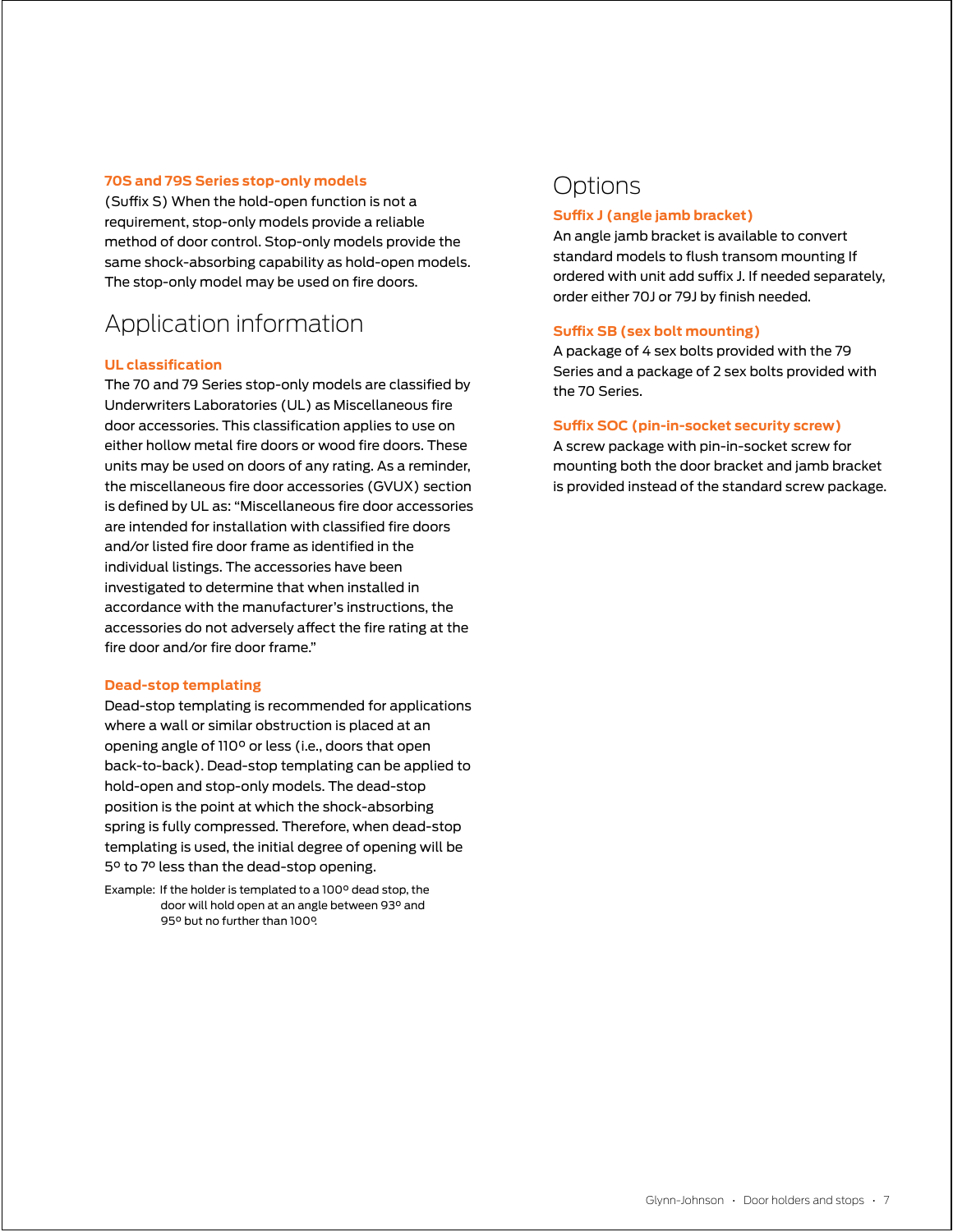### 70S and 79S Series stop-only models

(Suffix S) When the hold-open function is not a requirement, stop-only models provide a reliable method of door control. Stop-only models provide the same shock-absorbing capability as hold-open models. The stop-only model may be used on fire doors.

## Application information

### UL classification

The 70 and 79 Series stop-only models are classified by Underwriters Laboratories (UL) as Miscellaneous fire door accessories. This classification applies to use on either hollow metal fire doors or wood fire doors. These units may be used on doors of any rating. As a reminder, the miscellaneous fire door accessories (GVUX) section is defined by UL as: "Miscellaneous fire door accessories are intended for installation with classified fire doors and/or listed fire door frame as identified in the individual listings. The accessories have been investigated to determine that when installed in accordance with the manufacturer's instructions, the accessories do not adversely affect the fire rating at the fire door and/or fire door frame."

### Dead-stop templating

Dead-stop templating is recommended for applications where a wall or similar obstruction is placed at an opening angle of 110º or less (i.e., doors that open back-to-back). Dead-stop templating can be applied to hold-open and stop-only models. The dead-stop position is the point at which the shock-absorbing spring is fully compressed. Therefore, when dead-stop templating is used, the initial degree of opening will be 5º to 7º less than the dead-stop opening.

Example: If the holder is templated to a 100º dead stop, the door will hold open at an angle between 93º and 95º but no further than 100º.

## Options

### Suffix J (angle jamb bracket)

An angle jamb bracket is available to convert standard models to flush transom mounting If ordered with unit add suffix J. If needed separately, order either 70J or 79J by finish needed.

### Suffix SB (sex bolt mounting)

A package of 4 sex bolts provided with the 79 Series and a package of 2 sex bolts provided with the 70 Series.

### Suffix SOC (pin-in-socket security screw)

A screw package with pin-in-socket screw for mounting both the door bracket and jamb bracket is provided instead of the standard screw package.